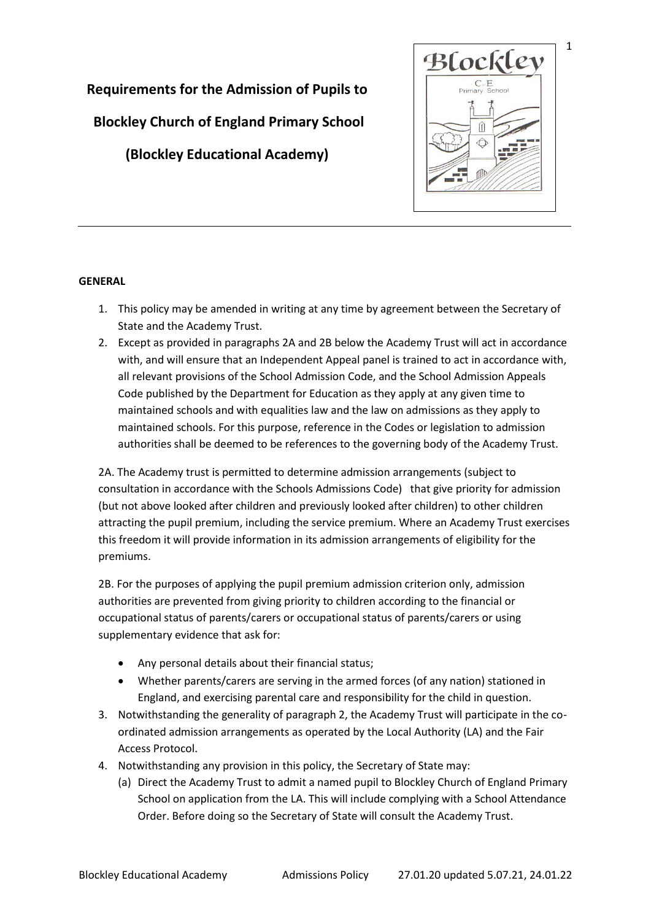# Requirements for the Admission of Pupils to Blockley Church of England Primary School (Blockley Educational Academy)

**GENERAL**

1. This policy may be amended in writing at any time by agreement between the Secretary of State and the Academy Trust.
2. Except as provided in paragraphs 2A and 2B below the Academy Trust will act in accordance with, and will ensure that an Independent Appeal panel is trained to act in accordance with, all relevant provisions of the School Admission Code, and the School Admission Appeals Code published by the Department for Education as they apply at any given time to maintained schools and with equalities law and the law on admissions as they apply to maintained schools. For this purpose, reference in the Codes or legislation to admission authorities shall be deemed to be references to the governing body of the Academy Trust.

   2A. The Academy trust is permitted to determine admission arrangements (subject to consultation in accordance with the Schools Admissions Code) that give priority for admission (but not above looked after children and previously looked after children) to other children attracting the pupil premium, including the service premium. Where an Academy Trust exercises this freedom it will provide information in its admission arrangements of eligibility for the premiums.

   2B. For the purposes of applying the pupil premium admission criterion only, admission authorities are prevented from giving priority to children according to the financial or occupational status of parents/carers or occupational status of parents/carers or using supplementary evidence that ask for:

   - Any personal details about their financial status;
   - Whether parents/carers are serving in the armed forces (of any nation) stationed in England, and exercising parental care and responsibility for the child in question.

3. Notwithstanding the generality of paragraph 2, the Academy Trust will participate in the co-ordinated admission arrangements as operated by the Local Authority (LA) and the Fair Access Protocol.
4. Notwithstanding any provision in this policy, the Secretary of State may:
   (a) Direct the Academy Trust to admit a named pupil to Blockley Church of England Primary School on application from the LA. This will include complying with a School Attendance Order. Before doing so the Secretary of State will consult the Academy Trust.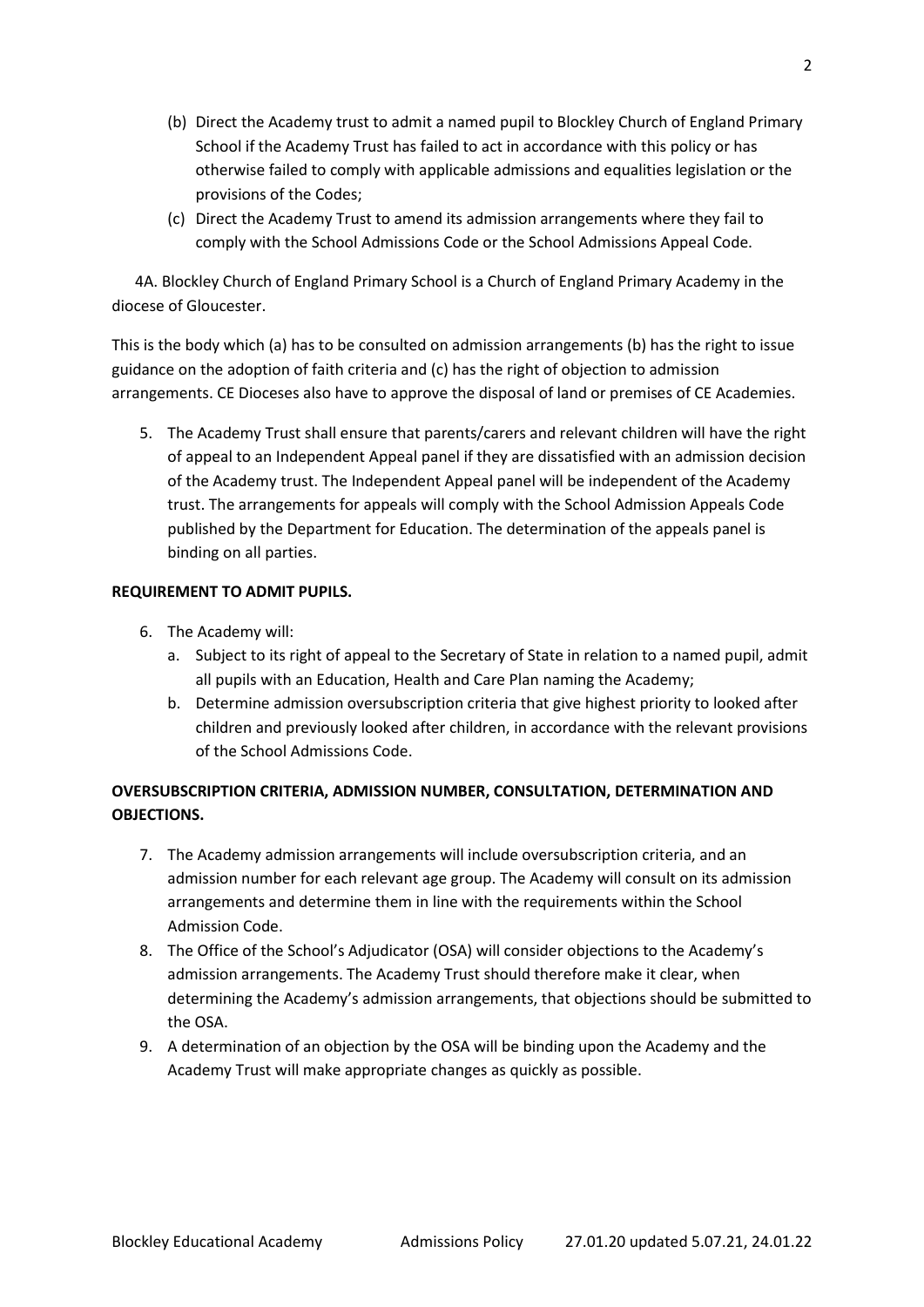(b) Direct the Academy trust to admit a named pupil to Blockley Church of England Primary School if the Academy Trust has failed to act in accordance with this policy or has otherwise failed to comply with applicable admissions and equalities legislation or the provisions of the Codes;

(c) Direct the Academy Trust to amend its admission arrangements where they fail to comply with the School Admissions Code or the School Admissions Appeal Code.

4A. Blockley Church of England Primary School is a Church of England Primary Academy in the diocese of Gloucester.

This is the body which (a) has to be consulted on admission arrangements (b) has the right to issue guidance on the adoption of faith criteria and (c) has the right of objection to admission arrangements. CE Dioceses also have to approve the disposal of land or premises of CE Academies.

5. The Academy Trust shall ensure that parents/carers and relevant children will have the right of appeal to an Independent Appeal panel if they are dissatisfied with an admission decision of the Academy trust. The Independent Appeal panel will be independent of the Academy trust. The arrangements for appeals will comply with the School Admission Appeals Code published by the Department for Education. The determination of the appeals panel is binding on all parties.

**REQUIREMENT TO ADMIT PUPILS.**

6. The Academy will:
   a. Subject to its right of appeal to the Secretary of State in relation to a named pupil, admit all pupils with an Education, Health and Care Plan naming the Academy;
   b. Determine admission oversubscription criteria that give highest priority to looked after children and previously looked after children, in accordance with the relevant provisions of the School Admissions Code.

**OVERSUBSCRIPTION CRITERIA, ADMISSION NUMBER, CONSULTATION, DETERMINATION AND OBJECTIONS.**

7. The Academy admission arrangements will include oversubscription criteria, and an admission number for each relevant age group. The Academy will consult on its admission arrangements and determine them in line with the requirements within the School Admission Code.
8. The Office of the School's Adjudicator (OSA) will consider objections to the Academy's admission arrangements. The Academy Trust should therefore make it clear, when determining the Academy's admission arrangements, that objections should be submitted to the OSA.
9. A determination of an objection by the OSA will be binding upon the Academy and the Academy Trust will make appropriate changes as quickly as possible.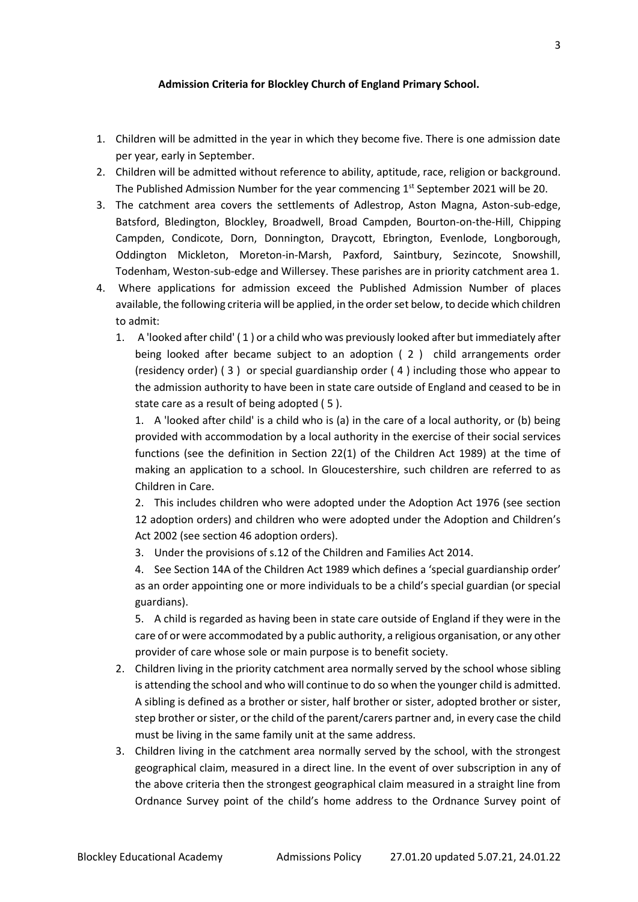**Admission Criteria for Blockley Church of England Primary School.**

1. Children will be admitted in the year in which they become five. There is one admission date per year, early in September.
2. Children will be admitted without reference to ability, aptitude, race, religion or background. The Published Admission Number for the year commencing 1st September 2021 will be 20.
3. The catchment area covers the settlements of Adlestrop, Aston Magna, Aston-sub-edge, Batsford, Bledington, Blockley, Broadwell, Broad Campden, Bourton-on-the-Hill, Chipping Campden, Condicote, Dorn, Donnington, Draycott, Ebrington, Evenlode, Longborough, Oddington Mickleton, Moreton-in-Marsh, Paxford, Saintbury, Sezincote, Snowshill, Todenham, Weston-sub-edge and Willersey. These parishes are in priority catchment area 1.
4. Where applications for admission exceed the Published Admission Number of places available, the following criteria will be applied, in the order set below, to decide which children to admit:
   1. A 'looked after child' ( 1 ) or a child who was previously looked after but immediately after being looked after became subject to an adoption ( 2 ) child arrangements order (residency order) ( 3 ) or special guardianship order ( 4 ) including those who appear to the admission authority to have been in state care outside of England and ceased to be in state care as a result of being adopted ( 5 ).

      1. A 'looked after child' is a child who is (a) in the care of a local authority, or (b) being provided with accommodation by a local authority in the exercise of their social services functions (see the definition in Section 22(1) of the Children Act 1989) at the time of making an application to a school. In Gloucestershire, such children are referred to as Children in Care.
      2. This includes children who were adopted under the Adoption Act 1976 (see section 12 adoption orders) and children who were adopted under the Adoption and Children's Act 2002 (see section 46 adoption orders).
      3. Under the provisions of s.12 of the Children and Families Act 2014.
      4. See Section 14A of the Children Act 1989 which defines a 'special guardianship order' as an order appointing one or more individuals to be a child's special guardian (or special guardians).
      5. A child is regarded as having been in state care outside of England if they were in the care of or were accommodated by a public authority, a religious organisation, or any other provider of care whose sole or main purpose is to benefit society.
   2. Children living in the priority catchment area normally served by the school whose sibling is attending the school and who will continue to do so when the younger child is admitted. A sibling is defined as a brother or sister, half brother or sister, adopted brother or sister, step brother or sister, or the child of the parent/carers partner and, in every case the child must be living in the same family unit at the same address.
   3. Children living in the catchment area normally served by the school, with the strongest geographical claim, measured in a direct line. In the event of over subscription in any of the above criteria then the strongest geographical claim measured in a straight line from Ordnance Survey point of the child's home address to the Ordnance Survey point of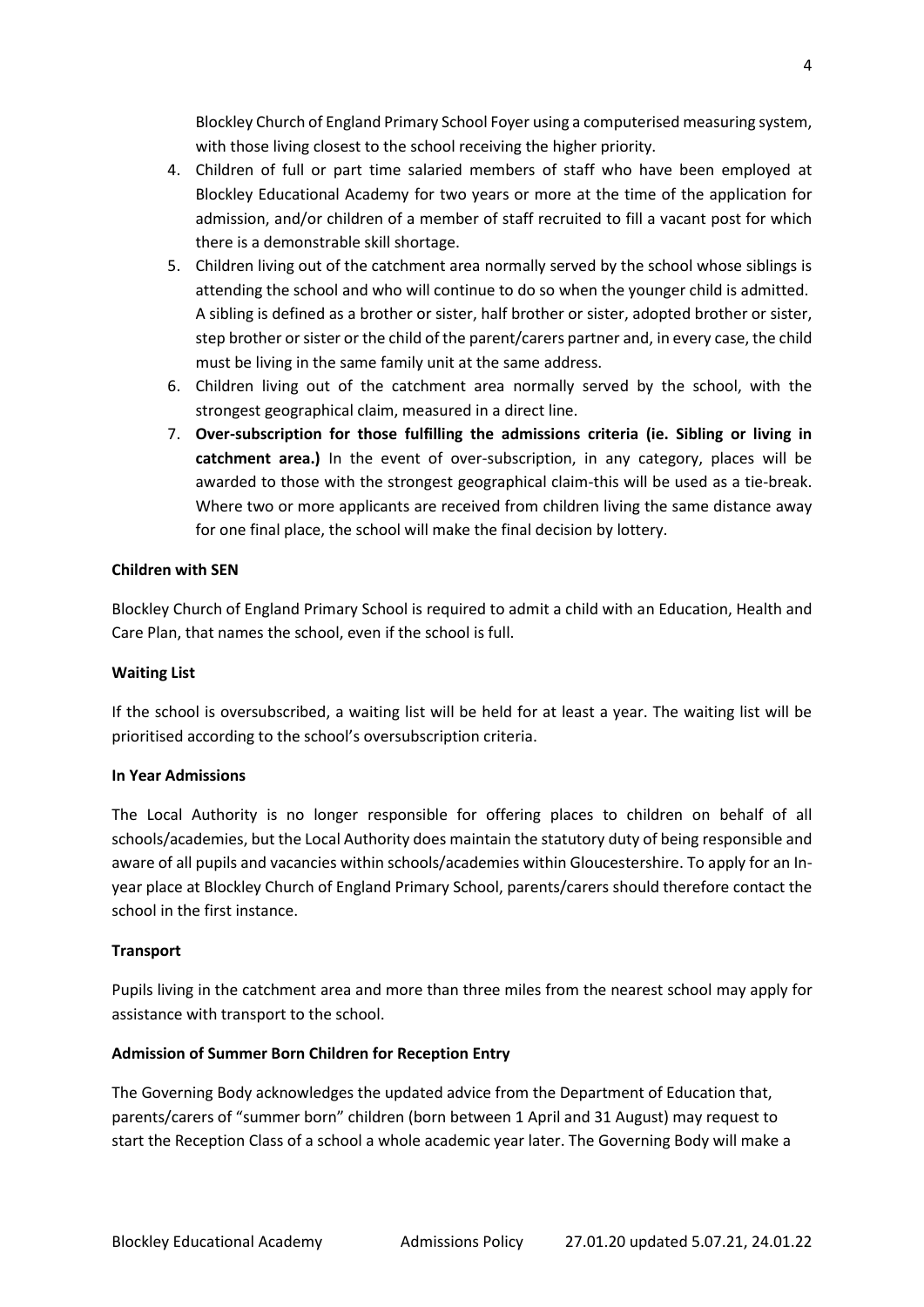Blockley Church of England Primary School Foyer using a computerised measuring system, with those living closest to the school receiving the higher priority.

4. Children of full or part time salaried members of staff who have been employed at Blockley Educational Academy for two years or more at the time of the application for admission, and/or children of a member of staff recruited to fill a vacant post for which there is a demonstrable skill shortage.
5. Children living out of the catchment area normally served by the school whose siblings is attending the school and who will continue to do so when the younger child is admitted. A sibling is defined as a brother or sister, half brother or sister, adopted brother or sister, step brother or sister or the child of the parent/carers partner and, in every case, the child must be living in the same family unit at the same address.
6. Children living out of the catchment area normally served by the school, with the strongest geographical claim, measured in a direct line.
7. **Over-subscription for those fulfilling the admissions criteria (ie. Sibling or living in catchment area.)** In the event of over-subscription, in any category, places will be awarded to those with the strongest geographical claim-this will be used as a tie-break. Where two or more applicants are received from children living the same distance away for one final place, the school will make the final decision by lottery.

**Children with SEN**

Blockley Church of England Primary School is required to admit a child with an Education, Health and Care Plan, that names the school, even if the school is full.

**Waiting List**

If the school is oversubscribed, a waiting list will be held for at least a year. The waiting list will be prioritised according to the school's oversubscription criteria.

**In Year Admissions**

The Local Authority is no longer responsible for offering places to children on behalf of all schools/academies, but the Local Authority does maintain the statutory duty of being responsible and aware of all pupils and vacancies within schools/academies within Gloucestershire. To apply for an In-year place at Blockley Church of England Primary School, parents/carers should therefore contact the school in the first instance.

**Transport**

Pupils living in the catchment area and more than three miles from the nearest school may apply for assistance with transport to the school.

**Admission of Summer Born Children for Reception Entry**

The Governing Body acknowledges the updated advice from the Department of Education that, parents/carers of "summer born" children (born between 1 April and 31 August) may request to start the Reception Class of a school a whole academic year later. The Governing Body will make a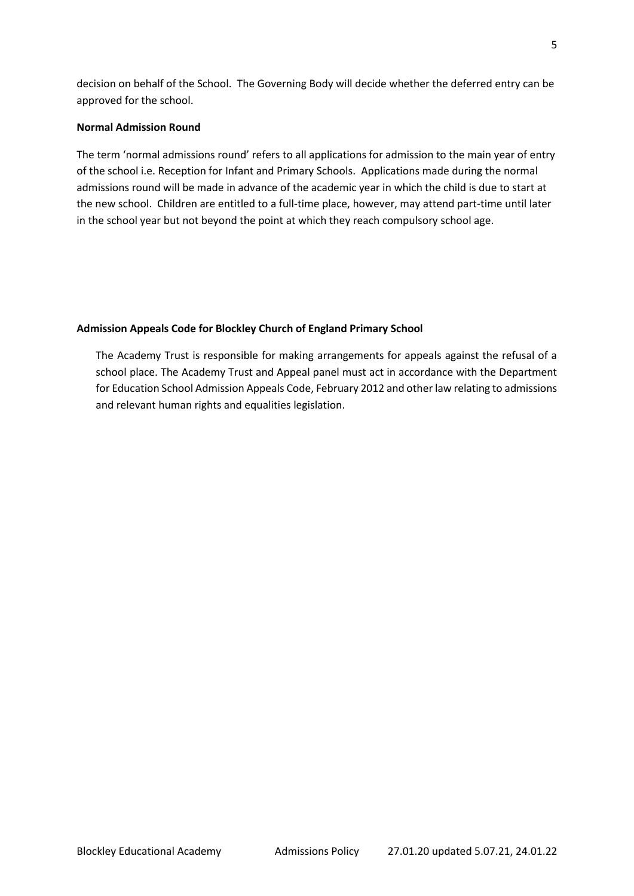decision on behalf of the School. The Governing Body will decide whether the deferred entry can be approved for the school.

**Normal Admission Round**

The term 'normal admissions round' refers to all applications for admission to the main year of entry of the school i.e. Reception for Infant and Primary Schools. Applications made during the normal admissions round will be made in advance of the academic year in which the child is due to start at the new school. Children are entitled to a full-time place, however, may attend part-time until later in the school year but not beyond the point at which they reach compulsory school age.

**Admission Appeals Code for Blockley Church of England Primary School**

The Academy Trust is responsible for making arrangements for appeals against the refusal of a school place. The Academy Trust and Appeal panel must act in accordance with the Department for Education School Admission Appeals Code, February 2012 and other law relating to admissions and relevant human rights and equalities legislation.